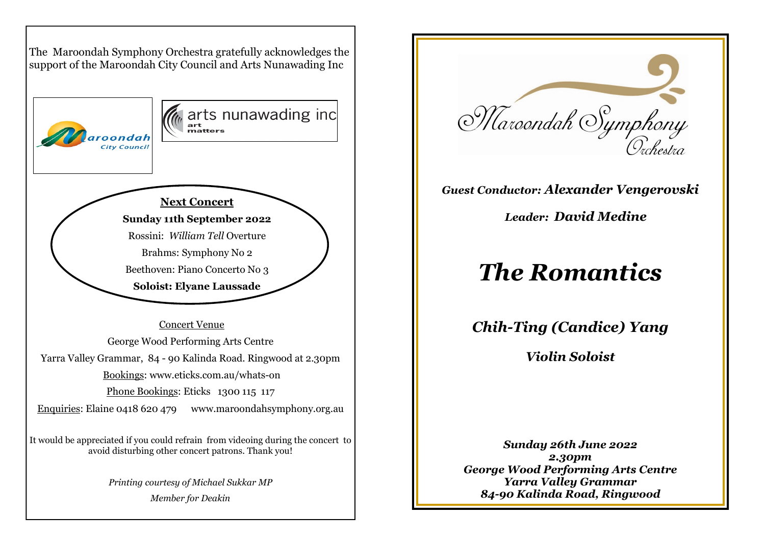The Maroondah Symphony Orchestra gratefully acknowledges the support of the Maroondah City Council and Arts Nunawading Inc

Maroondah City Council

arts nunawading inc
art matters

**Next Concert**

**Sunday 11th September 2022**

Rossini: *William Tell* Overture

Brahms: Symphony No 2

Beethoven: Piano Concerto No 3

**Soloist: Elyane Laussade**

Concert Venue

George Wood Performing Arts Centre

Yarra Valley Grammar, 84 - 90 Kalinda Road. Ringwood at 2.30pm

Bookings: www.eticks.com.au/whats-on

Phone Bookings: Eticks 1300 115 117

Enquiries: Elaine 0418 620 479 www.maroondahsymphony.org.au

It would be appreciated if you could refrain from videoing during the concert to avoid disturbing other concert patrons. Thank you!

*Printing courtesy of Michael Sukkar MP*

*Member for Deakin*

Maroondah Symphony Orchestra

***Guest Conductor: Alexander Vengerovski***

***Leader: David Medine***

# *The Romantics*

## *Chih-Ting (Candice) Yang*

***Violin Soloist***

***Sunday 26th June 2022***
***2.30pm***
***George Wood Performing Arts Centre***
***Yarra Valley Grammar***
***84-90 Kalinda Road, Ringwood***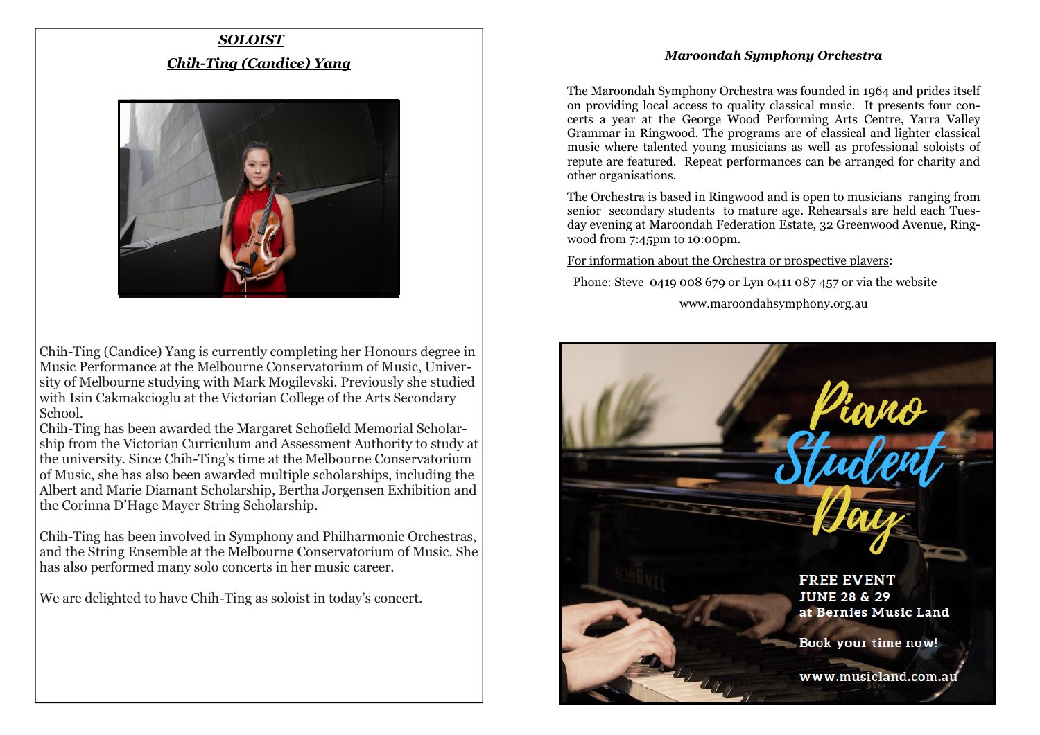***SOLOIST***

***Chih-Ting (Candice) Yang***

Chih-Ting (Candice) Yang is currently completing her Honours degree in Music Performance at the Melbourne Conservatorium of Music, University of Melbourne studying with Mark Mogilevski. Previously she studied with Isin Cakmakcioglu at the Victorian College of the Arts Secondary School.

Chih-Ting has been awarded the Margaret Schofield Memorial Scholarship from the Victorian Curriculum and Assessment Authority to study at the university. Since Chih-Ting's time at the Melbourne Conservatorium of Music, she has also been awarded multiple scholarships, including the Albert and Marie Diamant Scholarship, Bertha Jorgensen Exhibition and the Corinna D'Hage Mayer String Scholarship.

Chih-Ting has been involved in Symphony and Philharmonic Orchestras, and the String Ensemble at the Melbourne Conservatorium of Music. She has also performed many solo concerts in her music career.

We are delighted to have Chih-Ting as soloist in today's concert.

***Maroondah Symphony Orchestra***

The Maroondah Symphony Orchestra was founded in 1964 and prides itself on providing local access to quality classical music. It presents four concerts a year at the George Wood Performing Arts Centre, Yarra Valley Grammar in Ringwood. The programs are of classical and lighter classical music where talented young musicians as well as professional soloists of repute are featured. Repeat performances can be arranged for charity and other organisations.

The Orchestra is based in Ringwood and is open to musicians ranging from senior secondary students to mature age. Rehearsals are held each Tuesday evening at Maroondah Federation Estate, 32 Greenwood Avenue, Ringwood from 7:45pm to 10:00pm.

For information about the Orchestra or prospective players:

Phone: Steve 0419 008 679 or Lyn 0411 087 457 or via the website

www.maroondahsymphony.org.au

Piano Student Day

FREE EVENT
JUNE 28 & 29
at Bernies Music Land

Book your time now!

www.musicland.com.au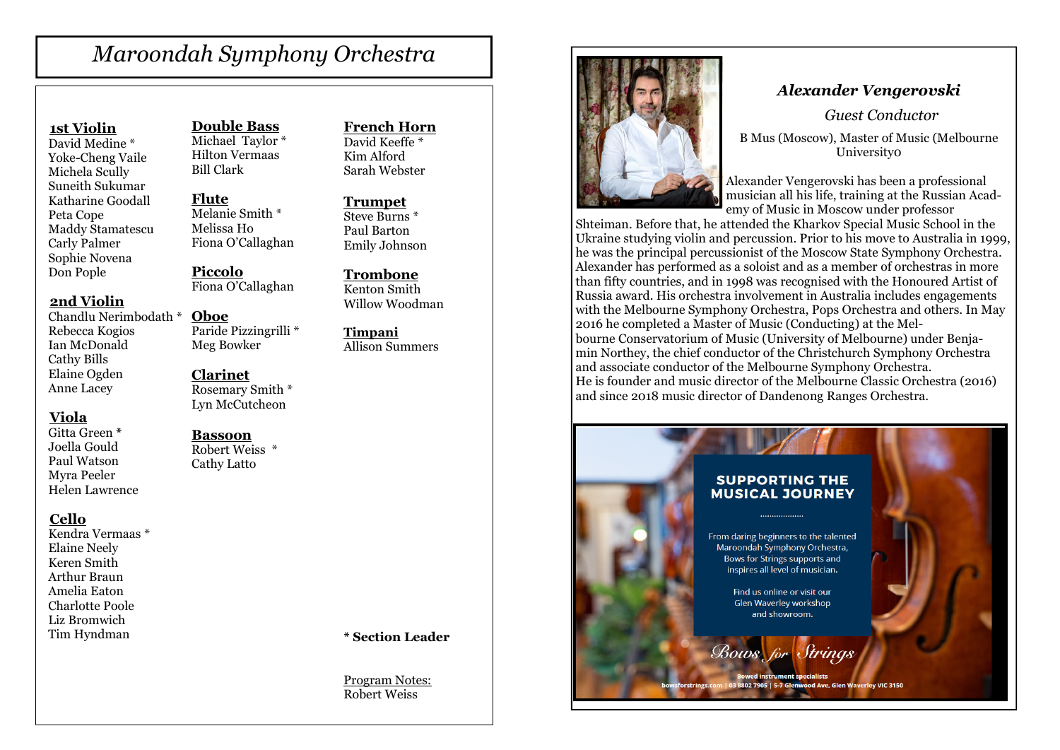# *Maroondah Symphony Orchestra*

**1st Violin**
David Medine *
Yoke-Cheng Vaile
Michela Scully
Suneith Sukumar
Katharine Goodall
Peta Cope
Maddy Stamatescu
Carly Palmer
Sophie Novena
Don Pople

**2nd Violin**
Chandlu Nerimbodath *
Rebecca Kogios
Ian McDonald
Cathy Bills
Elaine Ogden
Anne Lacey

**Viola**
Gitta Green *
Joella Gould
Paul Watson
Myra Peeler
Helen Lawrence

**Cello**
Kendra Vermaas *
Elaine Neely
Keren Smith
Arthur Braun
Amelia Eaton
Charlotte Poole
Liz Bromwich
Tim Hyndman

**Double Bass**
Michael Taylor *
Hilton Vermaas
Bill Clark

**Flute**
Melanie Smith *
Melissa Ho
Fiona O'Callaghan

**Piccolo**
Fiona O'Callaghan

**Oboe**
Paride Pizzingrilli *
Meg Bowker

**Clarinet**
Rosemary Smith *
Lyn McCutcheon

**Bassoon**
Robert Weiss *
Cathy Latto

**French Horn**
David Keeffe *
Kim Alford
Sarah Webster

**Trumpet**
Steve Burns *
Paul Barton
Emily Johnson

**Trombone**
Kenton Smith
Willow Woodman

**Timpani**
Allison Summers

**\* Section Leader**

Program Notes:
Robert Weiss

### *Alexander Vengerovski*

*Guest Conductor*

B Mus (Moscow), Master of Music (Melbourne University0

Alexander Vengerovski has been a professional musician all his life, training at the Russian Academy of Music in Moscow under professor Shteiman. Before that, he attended the Kharkov Special Music School in the Ukraine studying violin and percussion. Prior to his move to Australia in 1999, he was the principal percussionist of the Moscow State Symphony Orchestra. Alexander has performed as a soloist and as a member of orchestras in more than fifty countries, and in 1998 was recognised with the Honoured Artist of Russia award. His orchestra involvement in Australia includes engagements with the Melbourne Symphony Orchestra, Pops Orchestra and others. In May 2016 he completed a Master of Music (Conducting) at the Melbourne Conservatorium of Music (University of Melbourne) under Benjamin Northey, the chief conductor of the Christchurch Symphony Orchestra and associate conductor of the Melbourne Symphony Orchestra.
He is founder and music director of the Melbourne Classic Orchestra (2016) and since 2018 music director of Dandenong Ranges Orchestra.

**SUPPORTING THE MUSICAL JOURNEY**

From daring beginners to the talented Maroondah Symphony Orchestra, Bows for Strings supports and inspires all level of musician.

Find us online or visit our Glen Waverley workshop and showroom.

*Bows for Strings*

Bowed instrument specialists
bowsforstrings.com | 03 8802 7905 | 5-7 Glenwood Ave, Glen Waverley VIC 3150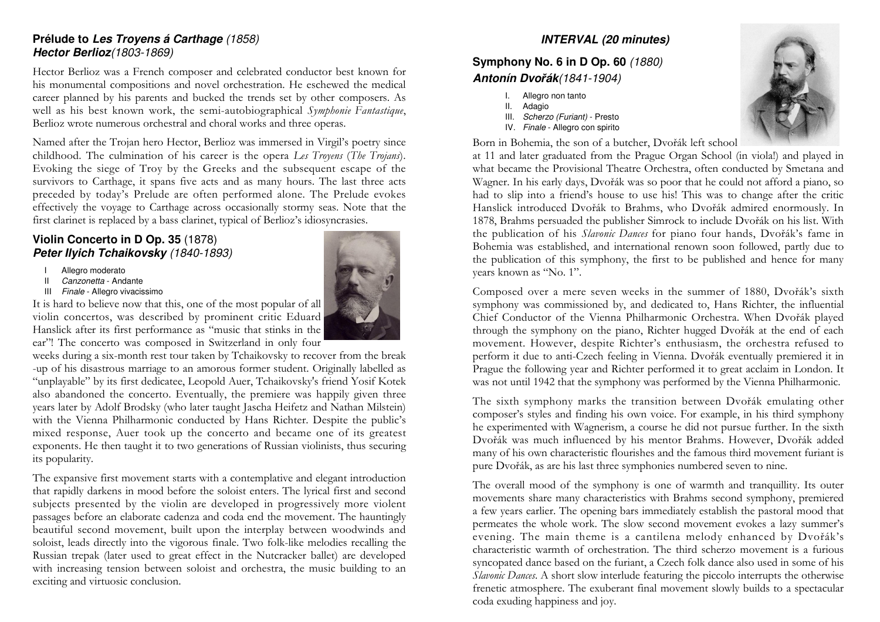## **Prélude to *Les Troyens á Carthage*** *(1858)*
### ***Hector Berlioz****(1803-1869)*

Hector Berlioz was a French composer and celebrated conductor best known for his monumental compositions and novel orchestration. He eschewed the medical career planned by his parents and bucked the trends set by other composers. As well as his best known work, the semi-autobiographical *Symphonie Fantastique*, Berlioz wrote numerous orchestral and choral works and three operas.

Named after the Trojan hero Hector, Berlioz was immersed in Virgil's poetry since childhood. The culmination of his career is the opera *Les Troyens* (*The Trojans*). Evoking the siege of Troy by the Greeks and the subsequent escape of the survivors to Carthage, it spans five acts and as many hours. The last three acts preceded by today's Prelude are often performed alone. The Prelude evokes effectively the voyage to Carthage across occasionally stormy seas. Note that the first clarinet is replaced by a bass clarinet, typical of Berlioz's idiosyncrasies.

## **Violin Concerto in D Op. 35** (1878)
### ***Peter Ilyich Tchaikovsky*** *(1840-1893)*

I Allegro moderato
II *Canzonetta* - Andante
III *Finale* - Allegro vivacissimo

It is hard to believe now that this, one of the most popular of all violin concertos, was described by prominent critic Eduard Hanslick after its first performance as "music that stinks in the ear"! The concerto was composed in Switzerland in only four weeks during a six-month rest tour taken by Tchaikovsky to recover from the break -up of his disastrous marriage to an amorous former student. Originally labelled as "unplayable" by its first dedicatee, Leopold Auer, Tchaikovsky's friend Yosif Kotek also abandoned the concerto. Eventually, the premiere was happily given three years later by Adolf Brodsky (who later taught Jascha Heifetz and Nathan Milstein) with the Vienna Philharmonic conducted by Hans Richter. Despite the public's mixed response, Auer took up the concerto and became one of its greatest exponents. He then taught it to two generations of Russian violinists, thus securing its popularity.

The expansive first movement starts with a contemplative and elegant introduction that rapidly darkens in mood before the soloist enters. The lyrical first and second subjects presented by the violin are developed in progressively more violent passages before an elaborate cadenza and coda end the movement. The hauntingly beautiful second movement, built upon the interplay between woodwinds and soloist, leads directly into the vigorous finale. Two folk-like melodies recalling the Russian trepak (later used to great effect in the Nutcracker ballet) are developed with increasing tension between soloist and orchestra, the music building to an exciting and virtuosic conclusion.

### ***INTERVAL (20 minutes)***

## **Symphony No. 6 in D Op. 60** *(1880)*
### ***Antonín Dvořák****(1841-1904)*

I. Allegro non tanto
II. Adagio
III. *Scherzo (Furiant)* - Presto
IV. *Finale* - Allegro con spirito

Born in Bohemia, the son of a butcher, Dvořák left school at 11 and later graduated from the Prague Organ School (in viola!) and played in what became the Provisional Theatre Orchestra, often conducted by Smetana and Wagner. In his early days, Dvořák was so poor that he could not afford a piano, so had to slip into a friend's house to use his! This was to change after the critic Hanslick introduced Dvořák to Brahms, who Dvořák admired enormously. In 1878, Brahms persuaded the publisher Simrock to include Dvořák on his list. With the publication of his *Slavonic Dances* for piano four hands, Dvořák's fame in Bohemia was established, and international renown soon followed, partly due to the publication of this symphony, the first to be published and hence for many years known as "No. 1".

Composed over a mere seven weeks in the summer of 1880, Dvořák's sixth symphony was commissioned by, and dedicated to, Hans Richter, the influential Chief Conductor of the Vienna Philharmonic Orchestra. When Dvořák played through the symphony on the piano, Richter hugged Dvořák at the end of each movement. However, despite Richter's enthusiasm, the orchestra refused to perform it due to anti-Czech feeling in Vienna. Dvořák eventually premiered it in Prague the following year and Richter performed it to great acclaim in London. It was not until 1942 that the symphony was performed by the Vienna Philharmonic.

The sixth symphony marks the transition between Dvořák emulating other composer's styles and finding his own voice. For example, in his third symphony he experimented with Wagnerism, a course he did not pursue further. In the sixth Dvořák was much influenced by his mentor Brahms. However, Dvořák added many of his own characteristic flourishes and the famous third movement furiant is pure Dvořák, as are his last three symphonies numbered seven to nine.

The overall mood of the symphony is one of warmth and tranquillity. Its outer movements share many characteristics with Brahms second symphony, premiered a few years earlier. The opening bars immediately establish the pastoral mood that permeates the whole work. The slow second movement evokes a lazy summer's evening. The main theme is a cantilena melody enhanced by Dvořák's characteristic warmth of orchestration. The third scherzo movement is a furious syncopated dance based on the furiant, a Czech folk dance also used in some of his *Slavonic Dances*. A short slow interlude featuring the piccolo interrupts the otherwise frenetic atmosphere. The exuberant final movement slowly builds to a spectacular coda exuding happiness and joy.